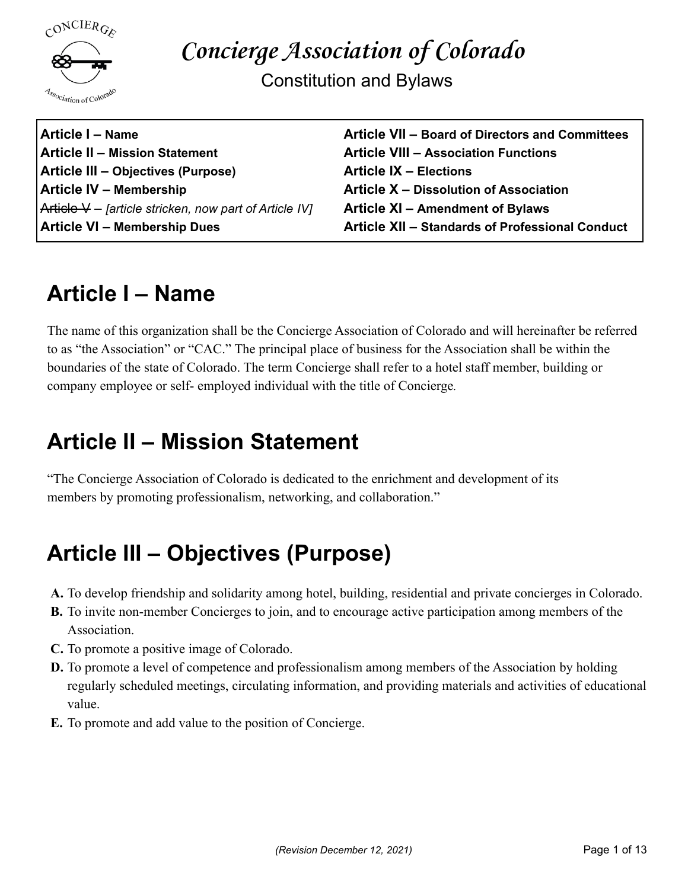# *Concierge Association of Colorado*

Constitution and Bylaws

| | |
|---|---|
| **Article I – Name** | **Article VII – Board of Directors and Committees** |
| **Article II – Mission Statement** | **Article VIII – Association Functions** |
| **Article III – Objectives (Purpose)** | **Article IX – Elections** |
| **Article IV – Membership** | **Article X – Dissolution of Association** |
| ~~Article V~~ – *[article stricken, now part of Article IV]* | **Article XI – Amendment of Bylaws** |
| **Article VI – Membership Dues** | **Article XII – Standards of Professional Conduct** |

## Article I – Name

The name of this organization shall be the Concierge Association of Colorado and will hereinafter be referred to as "the Association" or "CAC." The principal place of business for the Association shall be within the boundaries of the state of Colorado. The term Concierge shall refer to a hotel staff member, building or company employee or self- employed individual with the title of Concierge.

## Article II – Mission Statement

"The Concierge Association of Colorado is dedicated to the enrichment and development of its members by promoting professionalism, networking, and collaboration."

## Article III – Objectives (Purpose)

**A.** To develop friendship and solidarity among hotel, building, residential and private concierges in Colorado.
**B.** To invite non-member Concierges to join, and to encourage active participation among members of the Association.
**C.** To promote a positive image of Colorado.
**D.** To promote a level of competence and professionalism among members of the Association by holding regularly scheduled meetings, circulating information, and providing materials and activities of educational value.
**E.** To promote and add value to the position of Concierge.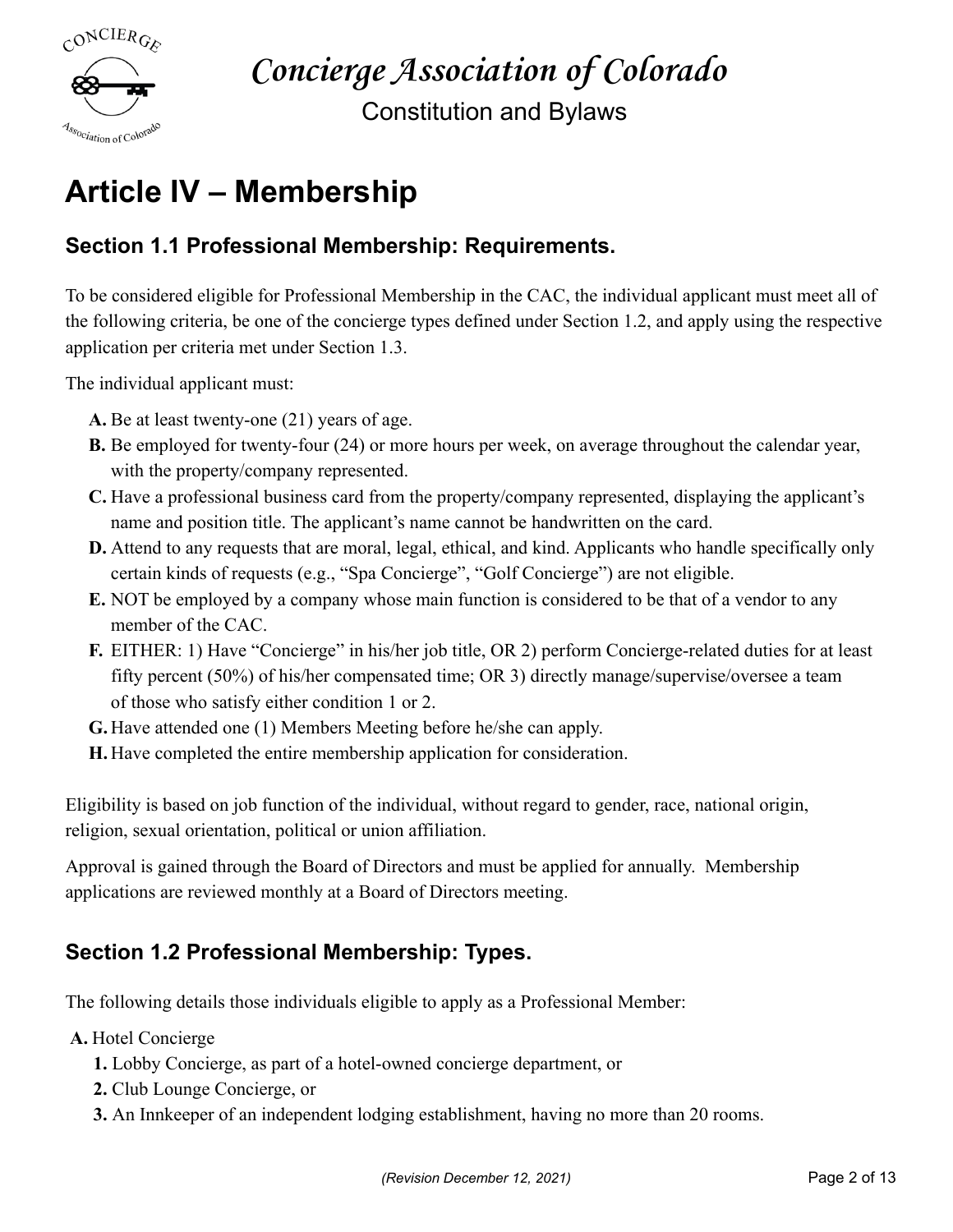## Article IV – Membership

### Section 1.1 Professional Membership: Requirements.

To be considered eligible for Professional Membership in the CAC, the individual applicant must meet all of the following criteria, be one of the concierge types defined under Section 1.2, and apply using the respective application per criteria met under Section 1.3.

The individual applicant must:

- **A.** Be at least twenty-one (21) years of age.
- **B.** Be employed for twenty-four (24) or more hours per week, on average throughout the calendar year, with the property/company represented.
- **C.** Have a professional business card from the property/company represented, displaying the applicant's name and position title. The applicant's name cannot be handwritten on the card.
- **D.** Attend to any requests that are moral, legal, ethical, and kind. Applicants who handle specifically only certain kinds of requests (e.g., "Spa Concierge", "Golf Concierge") are not eligible.
- **E.** NOT be employed by a company whose main function is considered to be that of a vendor to any member of the CAC.
- **F.** EITHER: 1) Have "Concierge" in his/her job title, OR 2) perform Concierge-related duties for at least fifty percent (50%) of his/her compensated time; OR 3) directly manage/supervise/oversee a team of those who satisfy either condition 1 or 2.
- **G.** Have attended one (1) Members Meeting before he/she can apply.
- **H.** Have completed the entire membership application for consideration.

Eligibility is based on job function of the individual, without regard to gender, race, national origin, religion, sexual orientation, political or union affiliation.

Approval is gained through the Board of Directors and must be applied for annually. Membership applications are reviewed monthly at a Board of Directors meeting.

### Section 1.2 Professional Membership: Types.

The following details those individuals eligible to apply as a Professional Member:

- **A.** Hotel Concierge
  - **1.** Lobby Concierge, as part of a hotel-owned concierge department, or
  - **2.** Club Lounge Concierge, or
  - **3.** An Innkeeper of an independent lodging establishment, having no more than 20 rooms.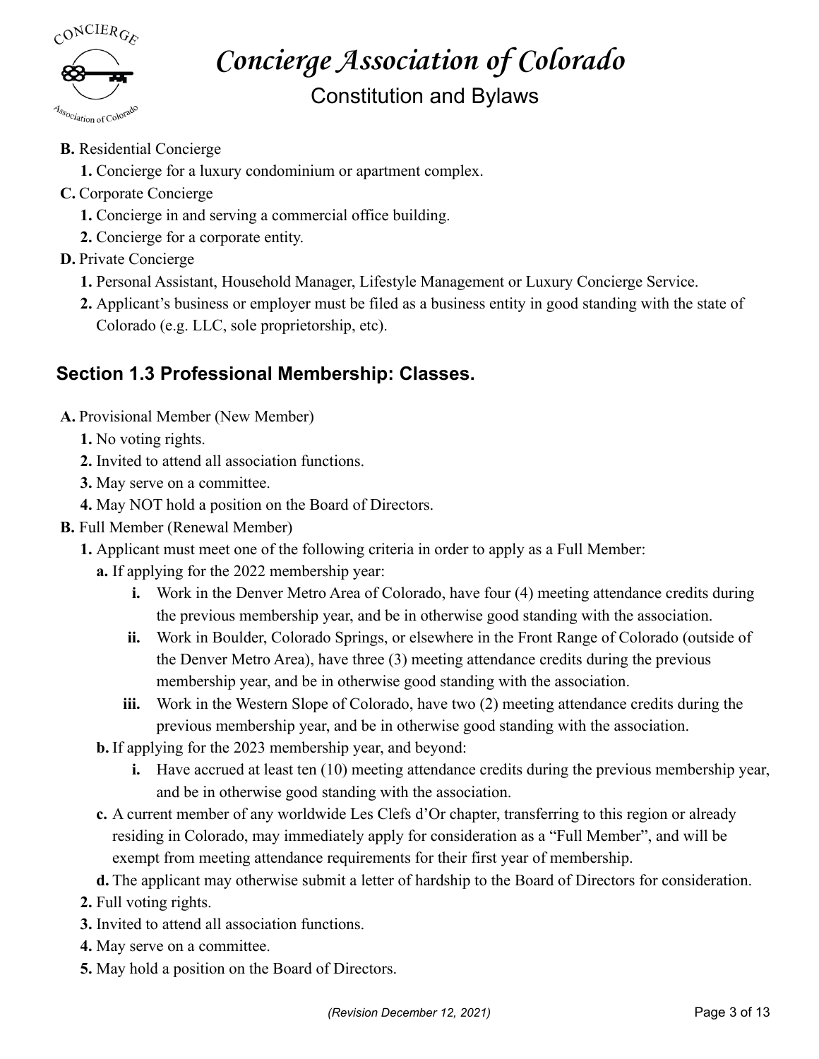**B.** Residential Concierge

**1.** Concierge for a luxury condominium or apartment complex.

**C.** Corporate Concierge

**1.** Concierge in and serving a commercial office building.

**2.** Concierge for a corporate entity.

**D.** Private Concierge

**1.** Personal Assistant, Household Manager, Lifestyle Management or Luxury Concierge Service.

**2.** Applicant's business or employer must be filed as a business entity in good standing with the state of Colorado (e.g. LLC, sole proprietorship, etc).

## Section 1.3 Professional Membership: Classes.

**A.** Provisional Member (New Member)

**1.** No voting rights.

**2.** Invited to attend all association functions.

**3.** May serve on a committee.

**4.** May NOT hold a position on the Board of Directors.

**B.** Full Member (Renewal Member)

**1.** Applicant must meet one of the following criteria in order to apply as a Full Member:

**a.** If applying for the 2022 membership year:

**i.** Work in the Denver Metro Area of Colorado, have four (4) meeting attendance credits during the previous membership year, and be in otherwise good standing with the association.

**ii.** Work in Boulder, Colorado Springs, or elsewhere in the Front Range of Colorado (outside of the Denver Metro Area), have three (3) meeting attendance credits during the previous membership year, and be in otherwise good standing with the association.

**iii.** Work in the Western Slope of Colorado, have two (2) meeting attendance credits during the previous membership year, and be in otherwise good standing with the association.

**b.** If applying for the 2023 membership year, and beyond:

**i.** Have accrued at least ten (10) meeting attendance credits during the previous membership year, and be in otherwise good standing with the association.

**c.** A current member of any worldwide Les Clefs d'Or chapter, transferring to this region or already residing in Colorado, may immediately apply for consideration as a "Full Member", and will be exempt from meeting attendance requirements for their first year of membership.

**d.** The applicant may otherwise submit a letter of hardship to the Board of Directors for consideration.

**2.** Full voting rights.

**3.** Invited to attend all association functions.

**4.** May serve on a committee.

**5.** May hold a position on the Board of Directors.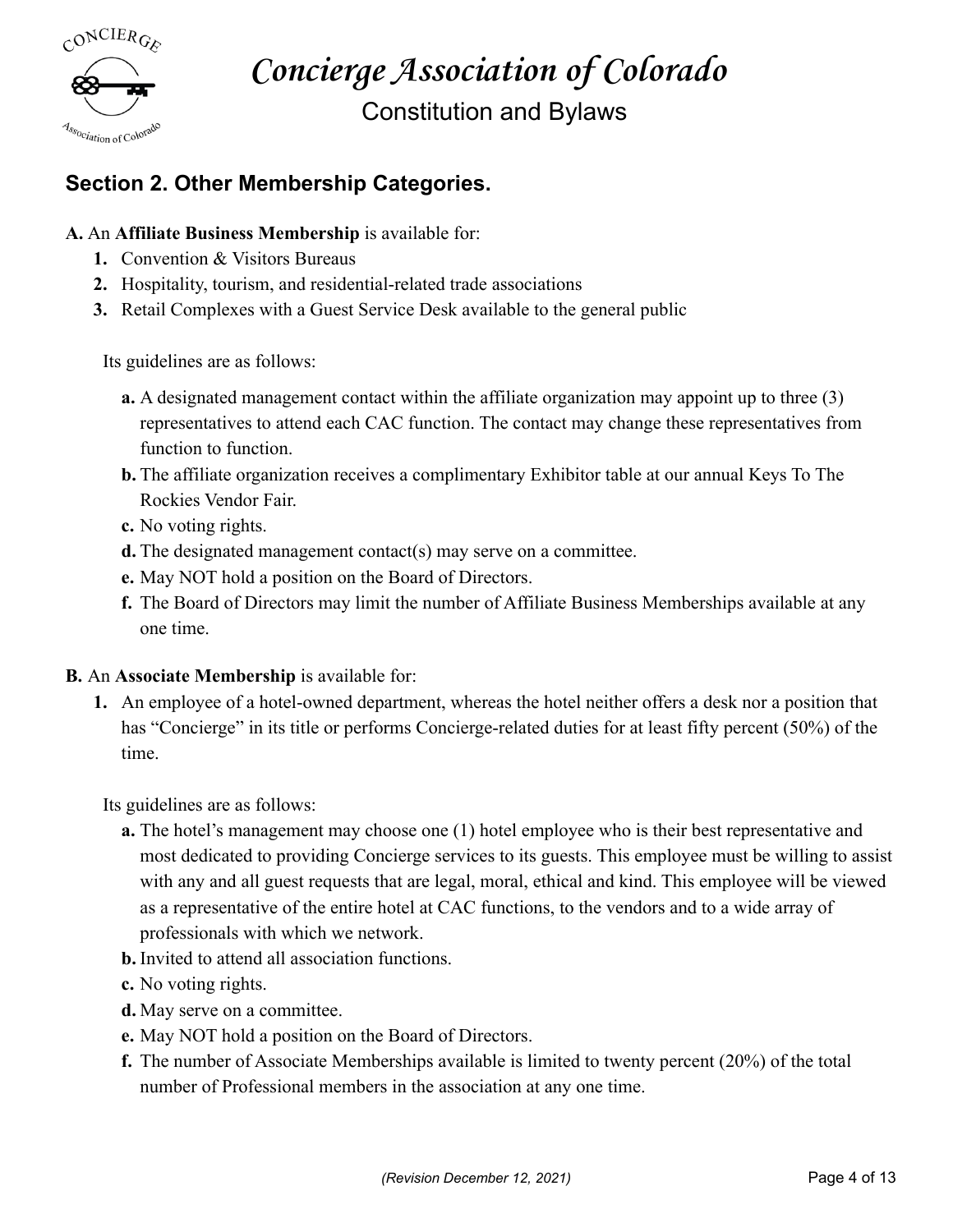## Section 2. Other Membership Categories.

**A.** An **Affiliate Business Membership** is available for:

1. Convention & Visitors Bureaus
2. Hospitality, tourism, and residential-related trade associations
3. Retail Complexes with a Guest Service Desk available to the general public

Its guidelines are as follows:

- **a.** A designated management contact within the affiliate organization may appoint up to three (3) representatives to attend each CAC function. The contact may change these representatives from function to function.
- **b.** The affiliate organization receives a complimentary Exhibitor table at our annual Keys To The Rockies Vendor Fair.
- **c.** No voting rights.
- **d.** The designated management contact(s) may serve on a committee.
- **e.** May NOT hold a position on the Board of Directors.
- **f.** The Board of Directors may limit the number of Affiliate Business Memberships available at any one time.

**B.** An **Associate Membership** is available for:

1. An employee of a hotel-owned department, whereas the hotel neither offers a desk nor a position that has "Concierge" in its title or performs Concierge-related duties for at least fifty percent (50%) of the time.

Its guidelines are as follows:

- **a.** The hotel's management may choose one (1) hotel employee who is their best representative and most dedicated to providing Concierge services to its guests. This employee must be willing to assist with any and all guest requests that are legal, moral, ethical and kind. This employee will be viewed as a representative of the entire hotel at CAC functions, to the vendors and to a wide array of professionals with which we network.
- **b.** Invited to attend all association functions.
- **c.** No voting rights.
- **d.** May serve on a committee.
- **e.** May NOT hold a position on the Board of Directors.
- **f.** The number of Associate Memberships available is limited to twenty percent (20%) of the total number of Professional members in the association at any one time.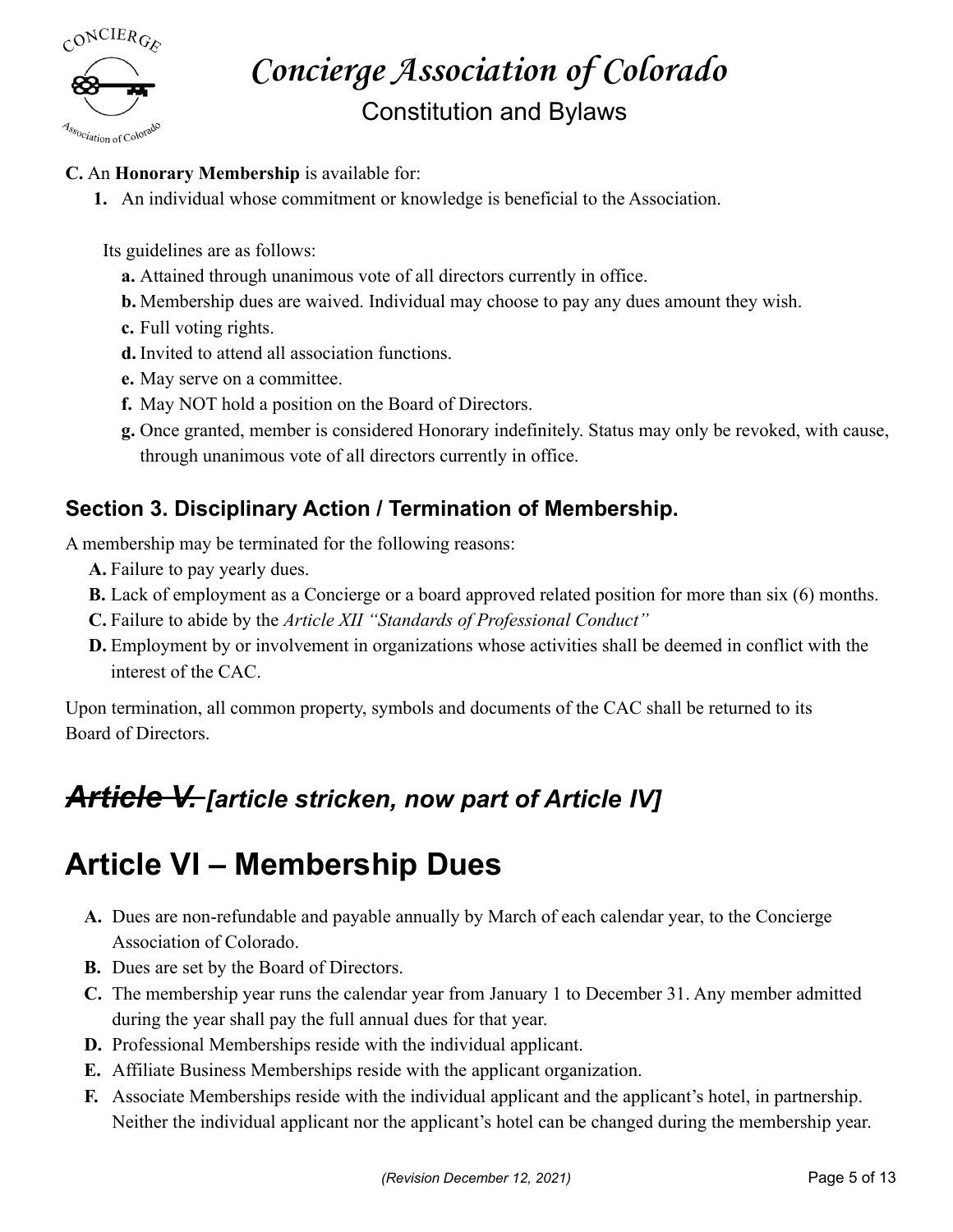**C.** An **Honorary Membership** is available for:

1. An individual whose commitment or knowledge is beneficial to the Association.

Its guidelines are as follows:

- **a.** Attained through unanimous vote of all directors currently in office.
- **b.** Membership dues are waived. Individual may choose to pay any dues amount they wish.
- **c.** Full voting rights.
- **d.** Invited to attend all association functions.
- **e.** May serve on a committee.
- **f.** May NOT hold a position on the Board of Directors.
- **g.** Once granted, member is considered Honorary indefinitely. Status may only be revoked, with cause, through unanimous vote of all directors currently in office.

### Section 3. Disciplinary Action / Termination of Membership.

A membership may be terminated for the following reasons:

- **A.** Failure to pay yearly dues.
- **B.** Lack of employment as a Concierge or a board approved related position for more than six (6) months.
- **C.** Failure to abide by the *Article XII "Standards of Professional Conduct"*
- **D.** Employment by or involvement in organizations whose activities shall be deemed in conflict with the interest of the CAC.

Upon termination, all common property, symbols and documents of the CAC shall be returned to its Board of Directors.

## ~~*Article V.*~~ *[article stricken, now part of Article IV]*

## Article VI – Membership Dues

- **A.** Dues are non-refundable and payable annually by March of each calendar year, to the Concierge Association of Colorado.
- **B.** Dues are set by the Board of Directors.
- **C.** The membership year runs the calendar year from January 1 to December 31. Any member admitted during the year shall pay the full annual dues for that year.
- **D.** Professional Memberships reside with the individual applicant.
- **E.** Affiliate Business Memberships reside with the applicant organization.
- **F.** Associate Memberships reside with the individual applicant and the applicant's hotel, in partnership. Neither the individual applicant nor the applicant's hotel can be changed during the membership year.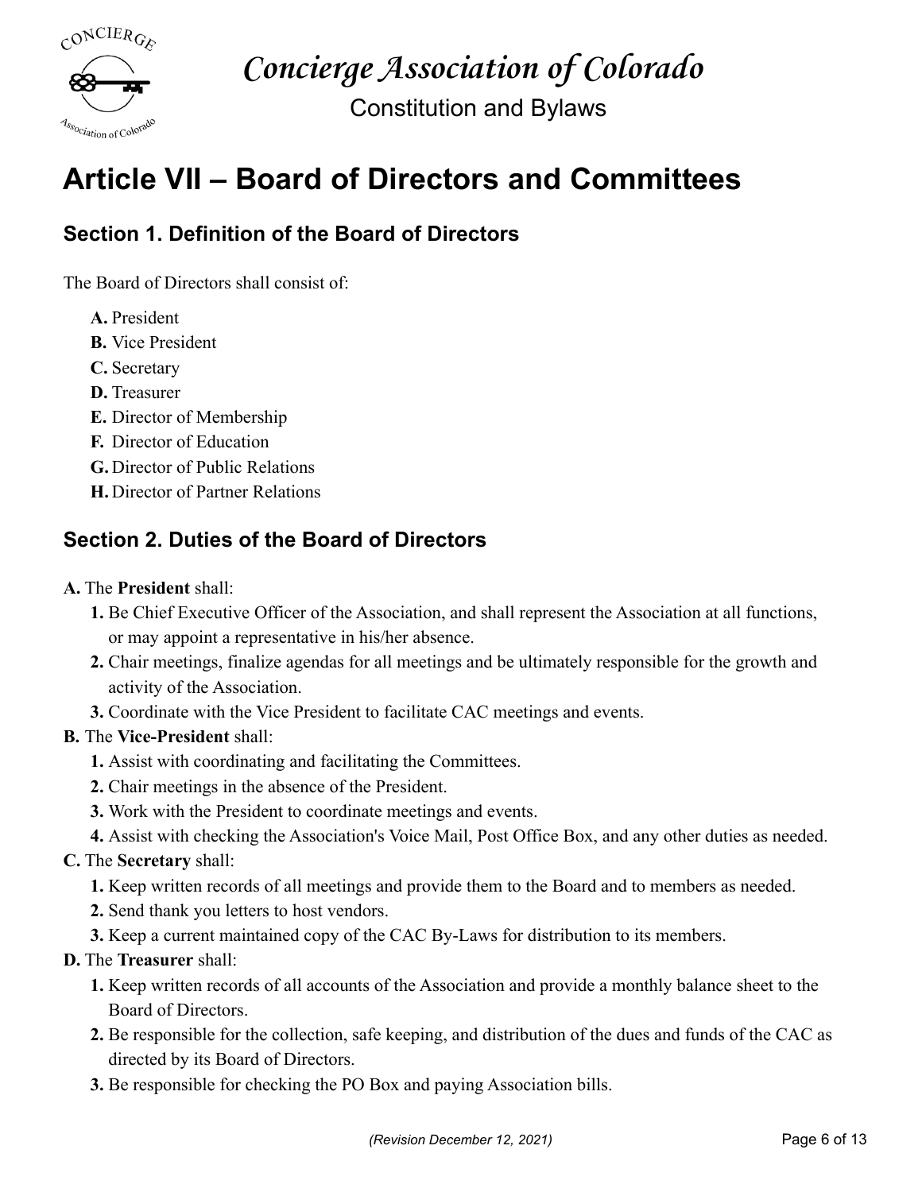# Article VII – Board of Directors and Committees

## Section 1. Definition of the Board of Directors

The Board of Directors shall consist of:

- **A.** President
- **B.** Vice President
- **C.** Secretary
- **D.** Treasurer
- **E.** Director of Membership
- **F.** Director of Education
- **G.** Director of Public Relations
- **H.** Director of Partner Relations

## Section 2. Duties of the Board of Directors

**A.** The **President** shall:

1. Be Chief Executive Officer of the Association, and shall represent the Association at all functions, or may appoint a representative in his/her absence.
2. Chair meetings, finalize agendas for all meetings and be ultimately responsible for the growth and activity of the Association.
3. Coordinate with the Vice President to facilitate CAC meetings and events.

**B.** The **Vice-President** shall:

1. Assist with coordinating and facilitating the Committees.
2. Chair meetings in the absence of the President.
3. Work with the President to coordinate meetings and events.
4. Assist with checking the Association's Voice Mail, Post Office Box, and any other duties as needed.

**C.** The **Secretary** shall:

1. Keep written records of all meetings and provide them to the Board and to members as needed.
2. Send thank you letters to host vendors.
3. Keep a current maintained copy of the CAC By-Laws for distribution to its members.

**D.** The **Treasurer** shall:

1. Keep written records of all accounts of the Association and provide a monthly balance sheet to the Board of Directors.
2. Be responsible for the collection, safe keeping, and distribution of the dues and funds of the CAC as directed by its Board of Directors.
3. Be responsible for checking the PO Box and paying Association bills.

*(Revision December 12, 2021)*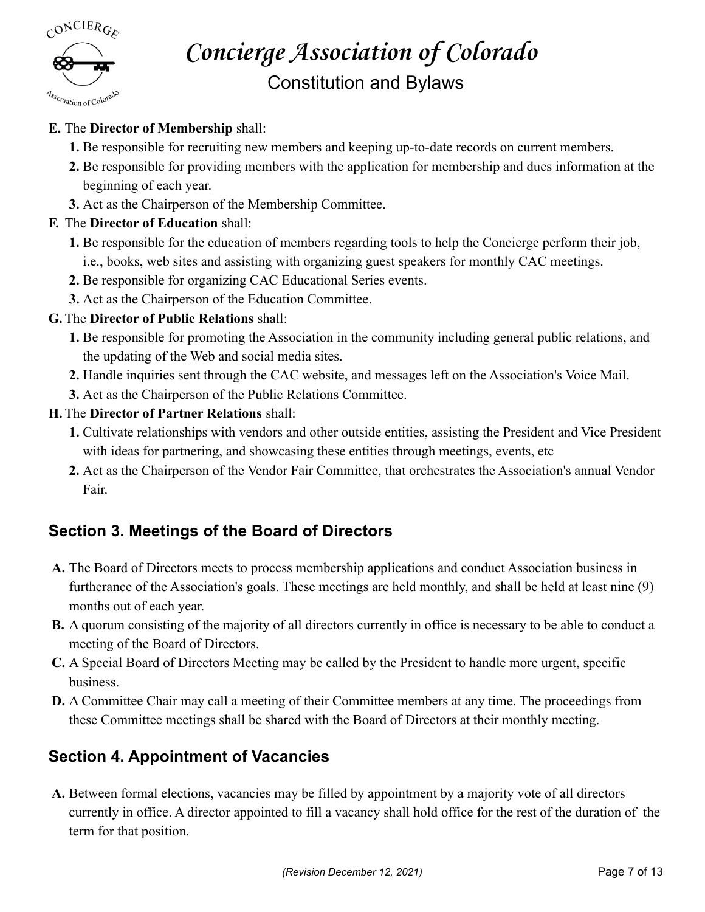**E.** The **Director of Membership** shall:

1. Be responsible for recruiting new members and keeping up-to-date records on current members.
2. Be responsible for providing members with the application for membership and dues information at the beginning of each year.
3. Act as the Chairperson of the Membership Committee.

**F.** The **Director of Education** shall:

1. Be responsible for the education of members regarding tools to help the Concierge perform their job, i.e., books, web sites and assisting with organizing guest speakers for monthly CAC meetings.
2. Be responsible for organizing CAC Educational Series events.
3. Act as the Chairperson of the Education Committee.

**G.** The **Director of Public Relations** shall:

1. Be responsible for promoting the Association in the community including general public relations, and the updating of the Web and social media sites.
2. Handle inquiries sent through the CAC website, and messages left on the Association's Voice Mail.
3. Act as the Chairperson of the Public Relations Committee.

**H.** The **Director of Partner Relations** shall:

1. Cultivate relationships with vendors and other outside entities, assisting the President and Vice President with ideas for partnering, and showcasing these entities through meetings, events, etc
2. Act as the Chairperson of the Vendor Fair Committee, that orchestrates the Association's annual Vendor Fair.

## Section 3. Meetings of the Board of Directors

**A.** The Board of Directors meets to process membership applications and conduct Association business in furtherance of the Association's goals. These meetings are held monthly, and shall be held at least nine (9) months out of each year.

**B.** A quorum consisting of the majority of all directors currently in office is necessary to be able to conduct a meeting of the Board of Directors.

**C.** A Special Board of Directors Meeting may be called by the President to handle more urgent, specific business.

**D.** A Committee Chair may call a meeting of their Committee members at any time. The proceedings from these Committee meetings shall be shared with the Board of Directors at their monthly meeting.

## Section 4. Appointment of Vacancies

**A.** Between formal elections, vacancies may be filled by appointment by a majority vote of all directors currently in office. A director appointed to fill a vacancy shall hold office for the rest of the duration of the term for that position.

*(Revision December 12, 2021)*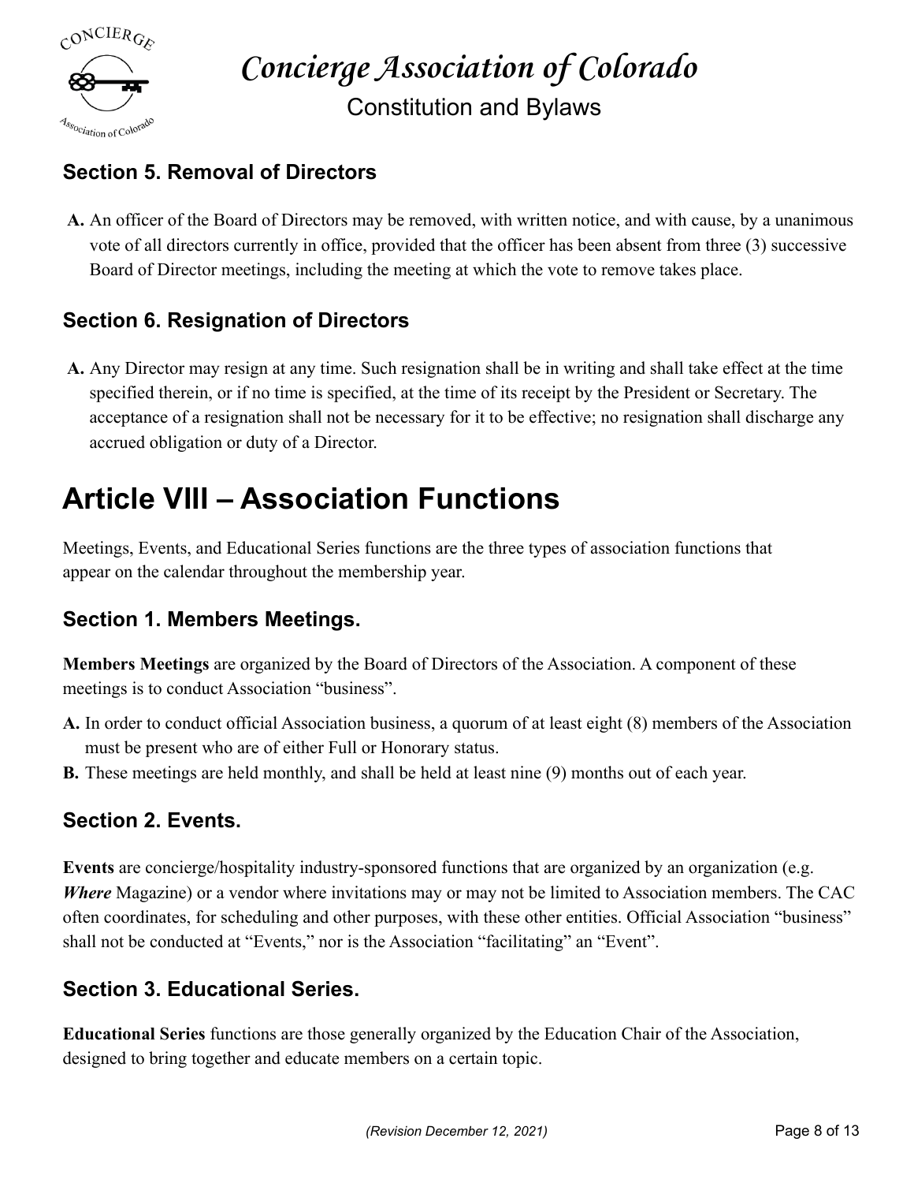### Section 5. Removal of Directors

**A.** An officer of the Board of Directors may be removed, with written notice, and with cause, by a unanimous vote of all directors currently in office, provided that the officer has been absent from three (3) successive Board of Director meetings, including the meeting at which the vote to remove takes place.

### Section 6. Resignation of Directors

**A.** Any Director may resign at any time. Such resignation shall be in writing and shall take effect at the time specified therein, or if no time is specified, at the time of its receipt by the President or Secretary. The acceptance of a resignation shall not be necessary for it to be effective; no resignation shall discharge any accrued obligation or duty of a Director.

## Article VIII – Association Functions

Meetings, Events, and Educational Series functions are the three types of association functions that appear on the calendar throughout the membership year.

### Section 1. Members Meetings.

**Members Meetings** are organized by the Board of Directors of the Association. A component of these meetings is to conduct Association "business".

**A.** In order to conduct official Association business, a quorum of at least eight (8) members of the Association must be present who are of either Full or Honorary status.

**B.** These meetings are held monthly, and shall be held at least nine (9) months out of each year.

### Section 2. Events.

**Events** are concierge/hospitality industry-sponsored functions that are organized by an organization (e.g. ***Where*** Magazine) or a vendor where invitations may or may not be limited to Association members. The CAC often coordinates, for scheduling and other purposes, with these other entities. Official Association "business" shall not be conducted at "Events," nor is the Association "facilitating" an "Event".

### Section 3. Educational Series.

**Educational Series** functions are those generally organized by the Education Chair of the Association, designed to bring together and educate members on a certain topic.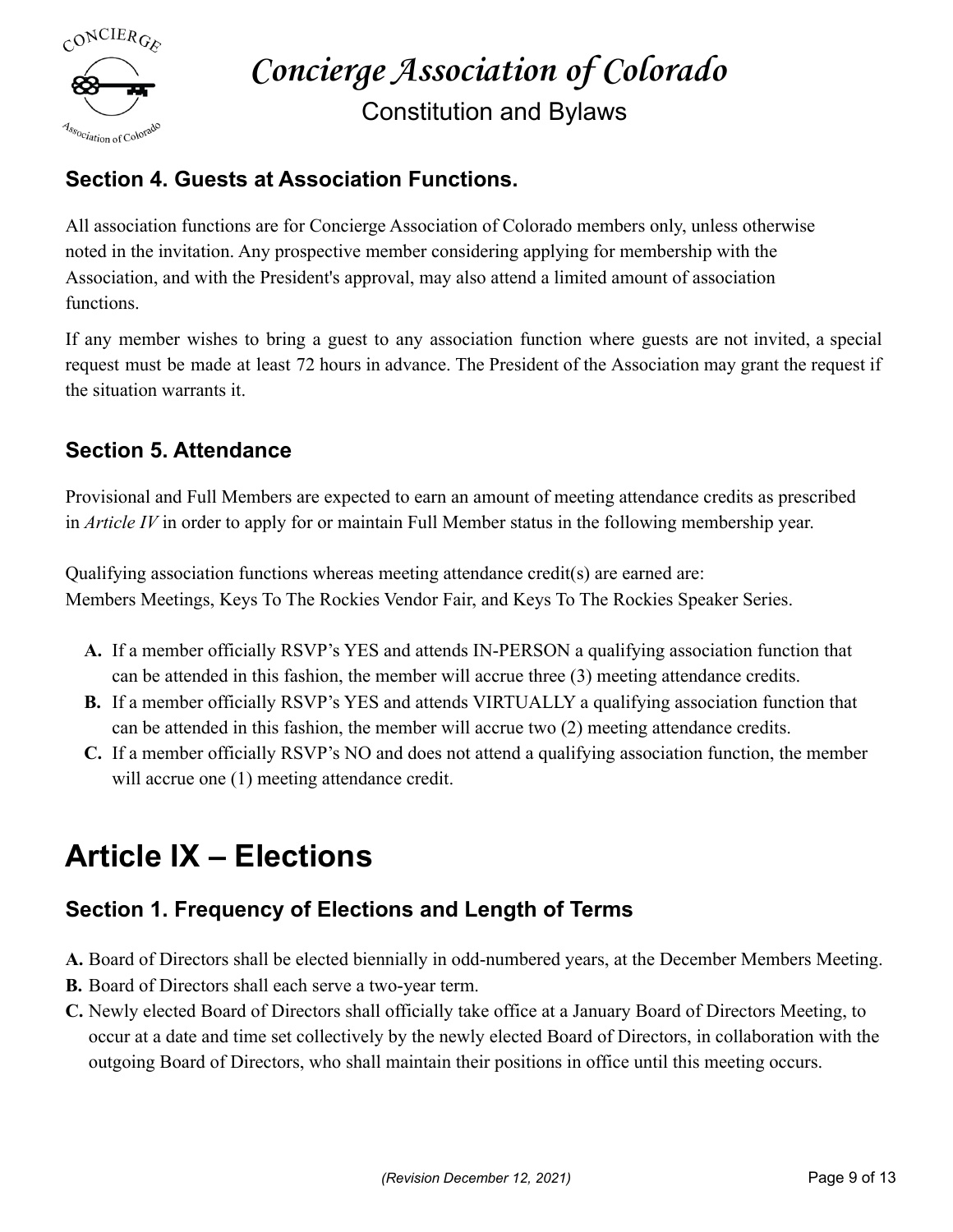### Section 4. Guests at Association Functions.

All association functions are for Concierge Association of Colorado members only, unless otherwise noted in the invitation. Any prospective member considering applying for membership with the Association, and with the President's approval, may also attend a limited amount of association functions.

If any member wishes to bring a guest to any association function where guests are not invited, a special request must be made at least 72 hours in advance. The President of the Association may grant the request if the situation warrants it.

### Section 5. Attendance

Provisional and Full Members are expected to earn an amount of meeting attendance credits as prescribed in *Article IV* in order to apply for or maintain Full Member status in the following membership year.

Qualifying association functions whereas meeting attendance credit(s) are earned are:
Members Meetings, Keys To The Rockies Vendor Fair, and Keys To The Rockies Speaker Series.

- **A.** If a member officially RSVP's YES and attends IN-PERSON a qualifying association function that can be attended in this fashion, the member will accrue three (3) meeting attendance credits.
- **B.** If a member officially RSVP's YES and attends VIRTUALLY a qualifying association function that can be attended in this fashion, the member will accrue two (2) meeting attendance credits.
- **C.** If a member officially RSVP's NO and does not attend a qualifying association function, the member will accrue one (1) meeting attendance credit.

## Article IX – Elections

### Section 1. Frequency of Elections and Length of Terms

**A.** Board of Directors shall be elected biennially in odd-numbered years, at the December Members Meeting.

**B.** Board of Directors shall each serve a two-year term.

**C.** Newly elected Board of Directors shall officially take office at a January Board of Directors Meeting, to occur at a date and time set collectively by the newly elected Board of Directors, in collaboration with the outgoing Board of Directors, who shall maintain their positions in office until this meeting occurs.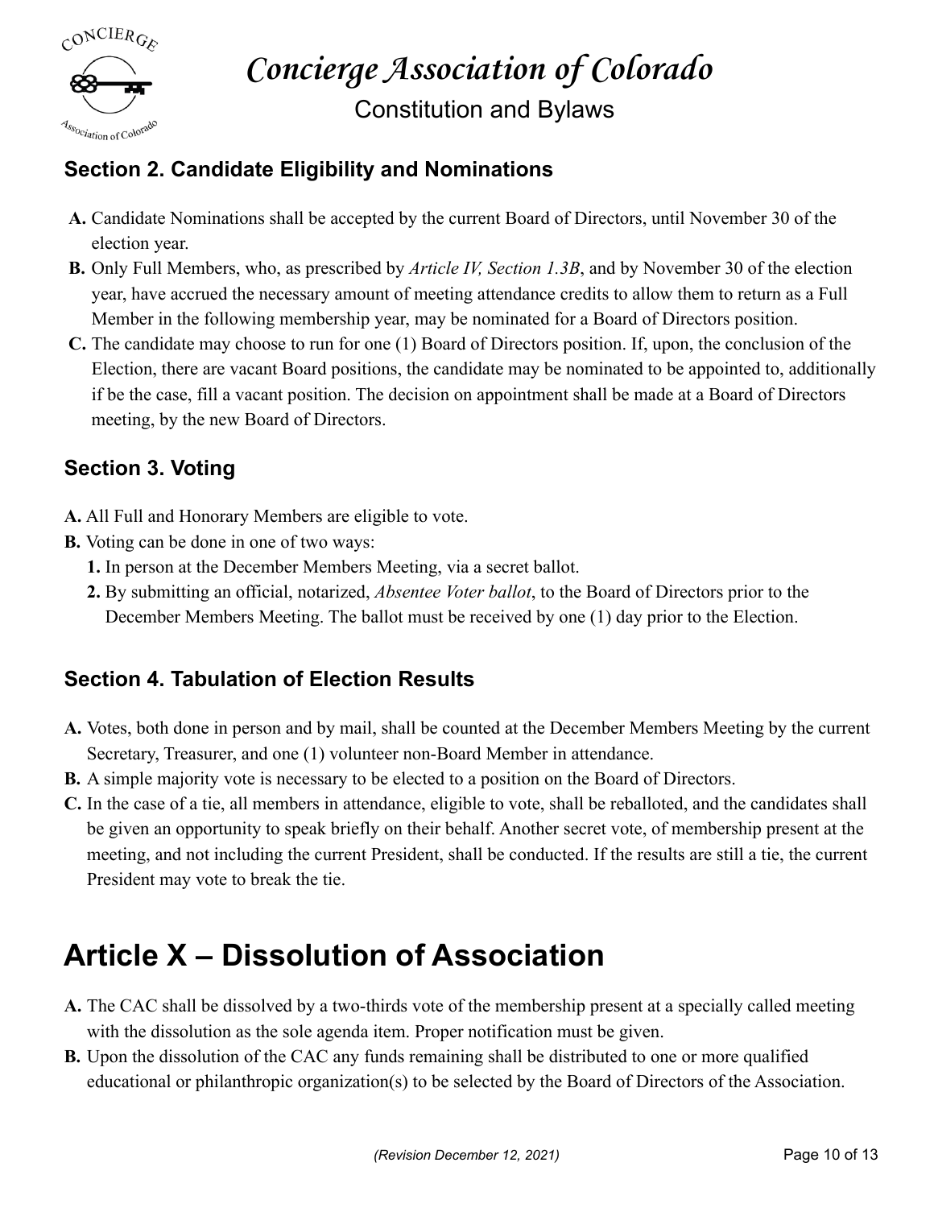### Section 2. Candidate Eligibility and Nominations

**A.** Candidate Nominations shall be accepted by the current Board of Directors, until November 30 of the election year.

**B.** Only Full Members, who, as prescribed by *Article IV, Section 1.3B*, and by November 30 of the election year, have accrued the necessary amount of meeting attendance credits to allow them to return as a Full Member in the following membership year, may be nominated for a Board of Directors position.

**C.** The candidate may choose to run for one (1) Board of Directors position. If, upon, the conclusion of the Election, there are vacant Board positions, the candidate may be nominated to be appointed to, additionally if be the case, fill a vacant position. The decision on appointment shall be made at a Board of Directors meeting, by the new Board of Directors.

### Section 3. Voting

**A.** All Full and Honorary Members are eligible to vote.

**B.** Voting can be done in one of two ways:

1. In person at the December Members Meeting, via a secret ballot.
2. By submitting an official, notarized, *Absentee Voter ballot*, to the Board of Directors prior to the December Members Meeting. The ballot must be received by one (1) day prior to the Election.

### Section 4. Tabulation of Election Results

**A.** Votes, both done in person and by mail, shall be counted at the December Members Meeting by the current Secretary, Treasurer, and one (1) volunteer non-Board Member in attendance.

**B.** A simple majority vote is necessary to be elected to a position on the Board of Directors.

**C.** In the case of a tie, all members in attendance, eligible to vote, shall be reballoted, and the candidates shall be given an opportunity to speak briefly on their behalf. Another secret vote, of membership present at the meeting, and not including the current President, shall be conducted. If the results are still a tie, the current President may vote to break the tie.

# Article X – Dissolution of Association

**A.** The CAC shall be dissolved by a two-thirds vote of the membership present at a specially called meeting with the dissolution as the sole agenda item. Proper notification must be given.

**B.** Upon the dissolution of the CAC any funds remaining shall be distributed to one or more qualified educational or philanthropic organization(s) to be selected by the Board of Directors of the Association.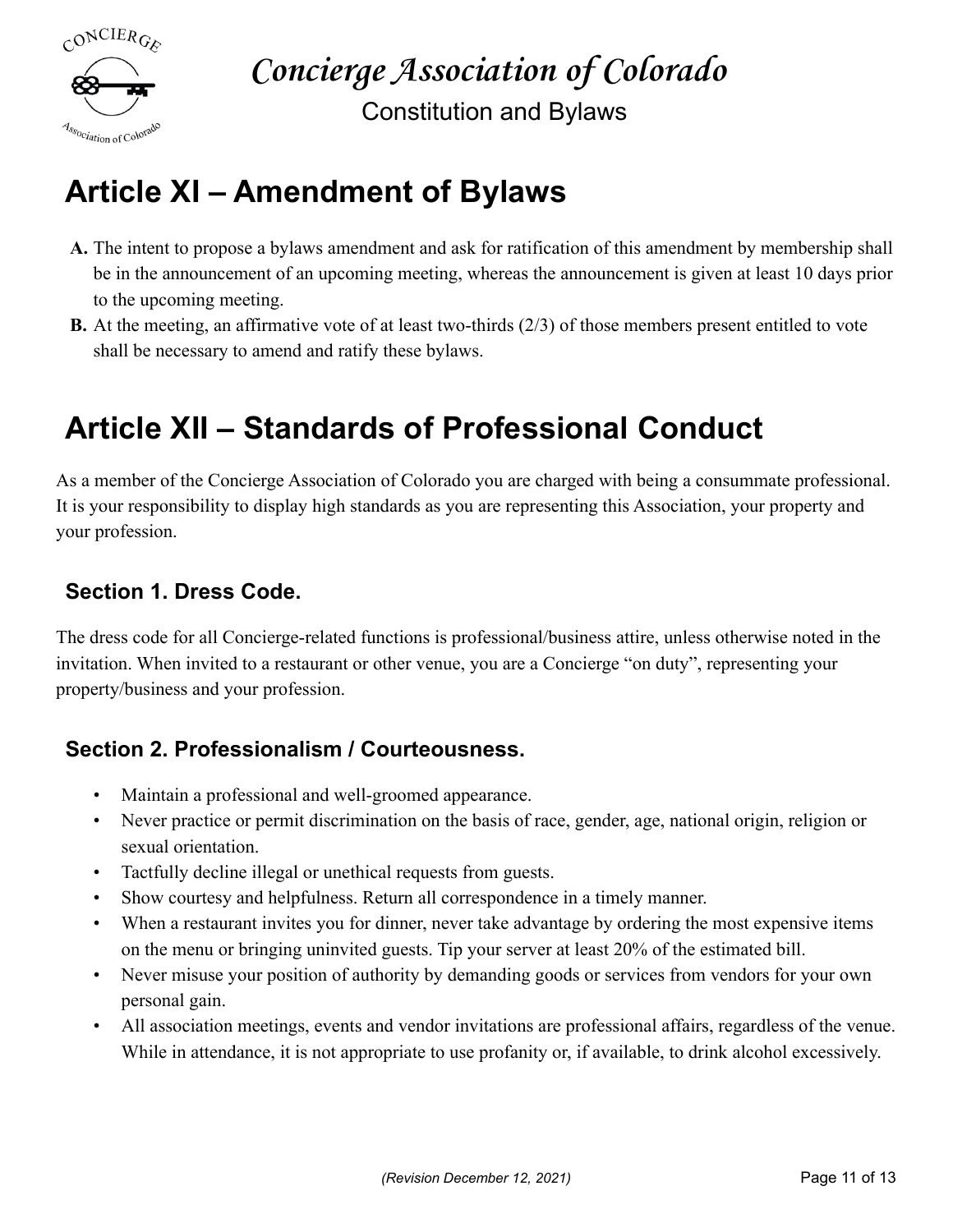# Article XI – Amendment of Bylaws

**A.** The intent to propose a bylaws amendment and ask for ratification of this amendment by membership shall be in the announcement of an upcoming meeting, whereas the announcement is given at least 10 days prior to the upcoming meeting.

**B.** At the meeting, an affirmative vote of at least two-thirds (2/3) of those members present entitled to vote shall be necessary to amend and ratify these bylaws.

# Article XII – Standards of Professional Conduct

As a member of the Concierge Association of Colorado you are charged with being a consummate professional. It is your responsibility to display high standards as you are representing this Association, your property and your profession.

## Section 1. Dress Code.

The dress code for all Concierge-related functions is professional/business attire, unless otherwise noted in the invitation. When invited to a restaurant or other venue, you are a Concierge "on duty", representing your property/business and your profession.

## Section 2. Professionalism / Courteousness.

- Maintain a professional and well-groomed appearance.
- Never practice or permit discrimination on the basis of race, gender, age, national origin, religion or sexual orientation.
- Tactfully decline illegal or unethical requests from guests.
- Show courtesy and helpfulness. Return all correspondence in a timely manner.
- When a restaurant invites you for dinner, never take advantage by ordering the most expensive items on the menu or bringing uninvited guests. Tip your server at least 20% of the estimated bill.
- Never misuse your position of authority by demanding goods or services from vendors for your own personal gain.
- All association meetings, events and vendor invitations are professional affairs, regardless of the venue. While in attendance, it is not appropriate to use profanity or, if available, to drink alcohol excessively.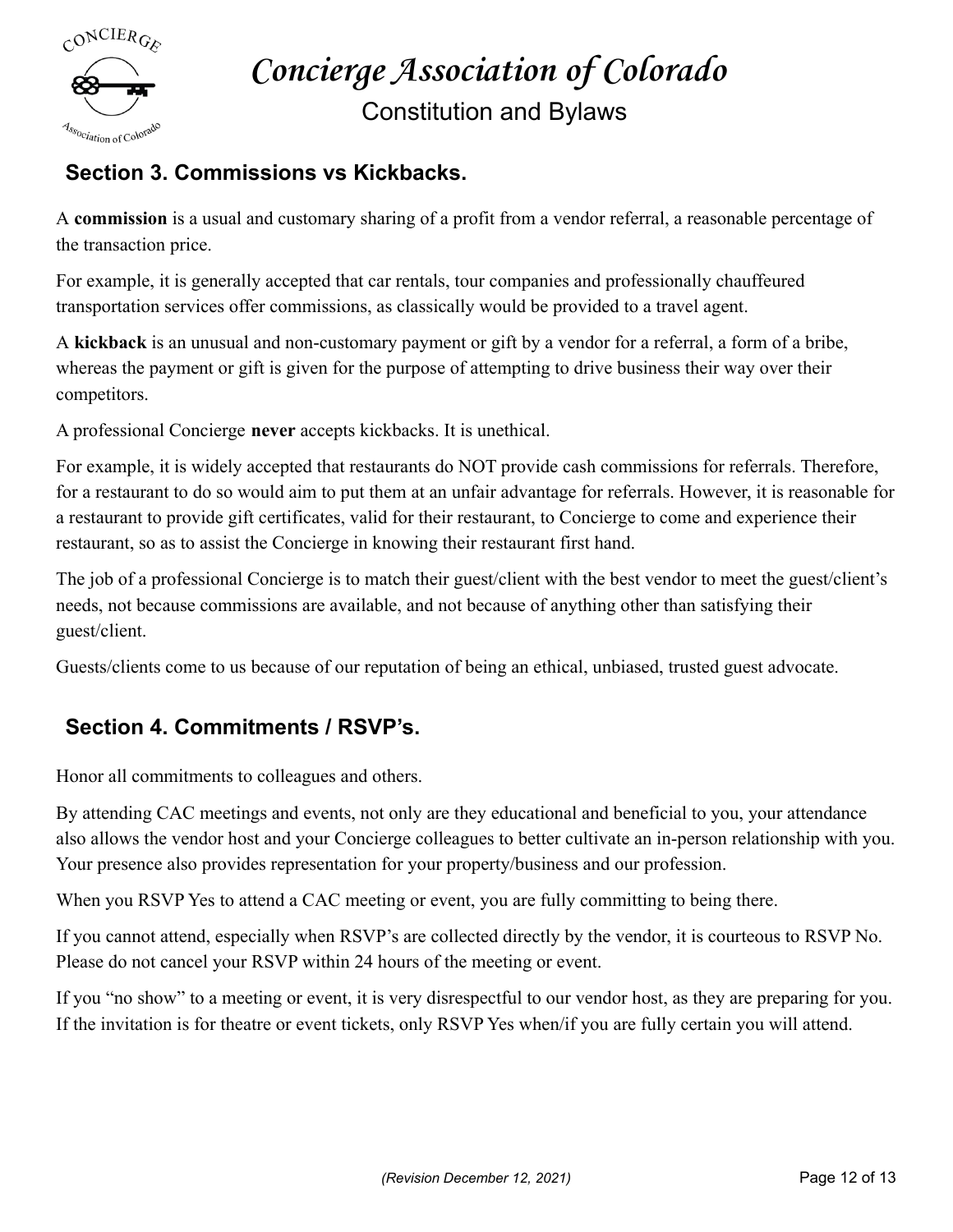## Section 3. Commissions vs Kickbacks.

A **commission** is a usual and customary sharing of a profit from a vendor referral, a reasonable percentage of the transaction price.

For example, it is generally accepted that car rentals, tour companies and professionally chauffeured transportation services offer commissions, as classically would be provided to a travel agent.

A **kickback** is an unusual and non-customary payment or gift by a vendor for a referral, a form of a bribe, whereas the payment or gift is given for the purpose of attempting to drive business their way over their competitors.

A professional Concierge **never** accepts kickbacks. It is unethical.

For example, it is widely accepted that restaurants do NOT provide cash commissions for referrals. Therefore, for a restaurant to do so would aim to put them at an unfair advantage for referrals. However, it is reasonable for a restaurant to provide gift certificates, valid for their restaurant, to Concierge to come and experience their restaurant, so as to assist the Concierge in knowing their restaurant first hand.

The job of a professional Concierge is to match their guest/client with the best vendor to meet the guest/client's needs, not because commissions are available, and not because of anything other than satisfying their guest/client.

Guests/clients come to us because of our reputation of being an ethical, unbiased, trusted guest advocate.

## Section 4. Commitments / RSVP's.

Honor all commitments to colleagues and others.

By attending CAC meetings and events, not only are they educational and beneficial to you, your attendance also allows the vendor host and your Concierge colleagues to better cultivate an in-person relationship with you. Your presence also provides representation for your property/business and our profession.

When you RSVP Yes to attend a CAC meeting or event, you are fully committing to being there.

If you cannot attend, especially when RSVP's are collected directly by the vendor, it is courteous to RSVP No. Please do not cancel your RSVP within 24 hours of the meeting or event.

If you "no show" to a meeting or event, it is very disrespectful to our vendor host, as they are preparing for you. If the invitation is for theatre or event tickets, only RSVP Yes when/if you are fully certain you will attend.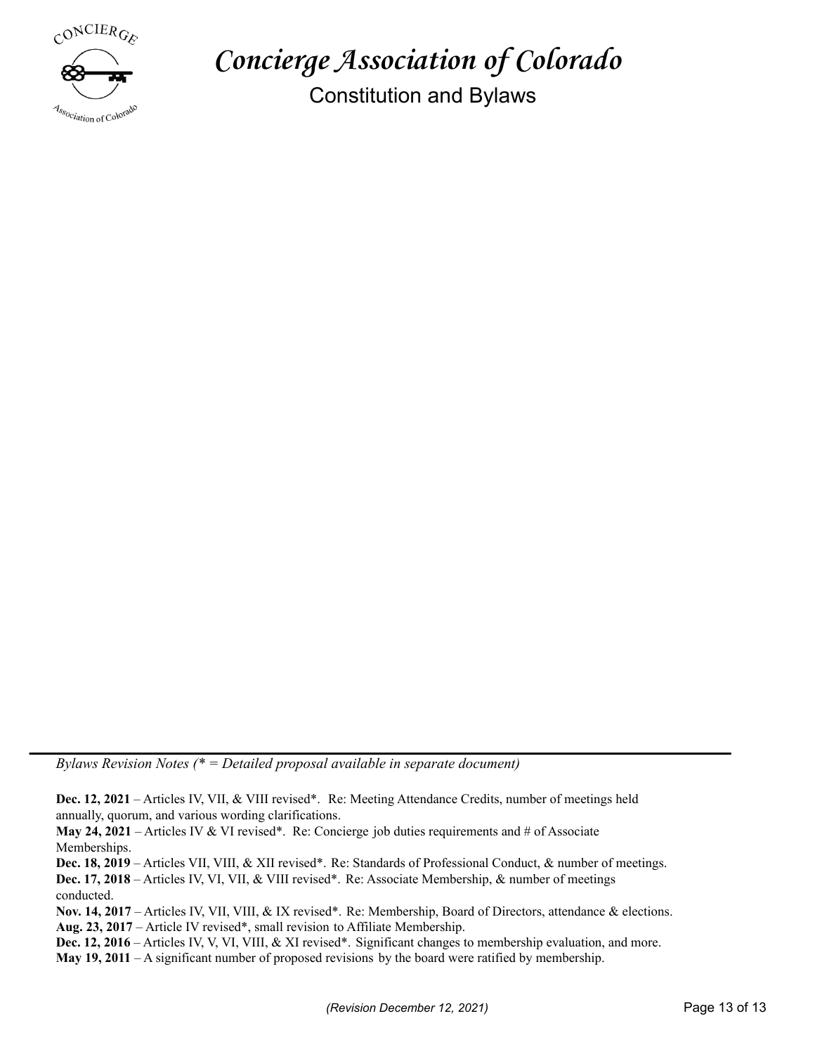*Bylaws Revision Notes (* = Detailed proposal available in separate document)*

**Dec. 12, 2021** – Articles IV, VII, & VIII revised*. Re: Meeting Attendance Credits, number of meetings held annually, quorum, and various wording clarifications.
**May 24, 2021** – Articles IV & VI revised*. Re: Concierge job duties requirements and # of Associate Memberships.
**Dec. 18, 2019** – Articles VII, VIII, & XII revised*. Re: Standards of Professional Conduct, & number of meetings.
**Dec. 17, 2018** – Articles IV, VI, VII, & VIII revised*. Re: Associate Membership, & number of meetings conducted.
**Nov. 14, 2017** – Articles IV, VII, VIII, & IX revised*. Re: Membership, Board of Directors, attendance & elections.
**Aug. 23, 2017** – Article IV revised*, small revision to Affiliate Membership.
**Dec. 12, 2016** – Articles IV, V, VI, VIII, & XI revised*. Significant changes to membership evaluation, and more.
**May 19, 2011** – A significant number of proposed revisions by the board were ratified by membership.